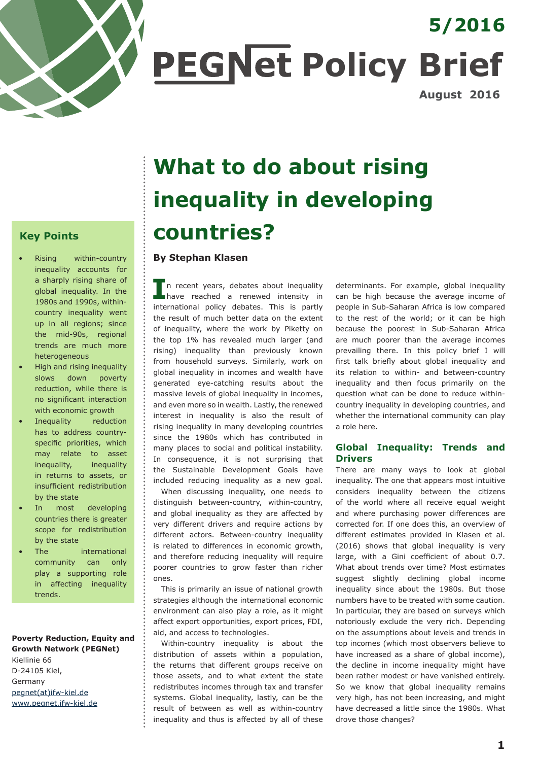# 5/2016

# PEGNet Policy Brief

**August 2016**

# What to do about rising inequality in developing countries?

**By Stephan Klasen**

## Key Points

- Rising within-country inequality accounts for a sharply rising share of global inequality. In the 1980s and 1990s, within-country inequality went up in all regions; since the mid-90s, regional trends are much more heterogeneous
- High and rising inequality slows down poverty reduction, while there is no significant interaction with economic growth
- Inequality reduction has to address country-specific priorities, which may relate to asset inequality, inequality in returns to assets, or insufficient redistribution by the state
- In most developing countries there is greater scope for redistribution by the state
- The international community can only play a supporting role in affecting inequality trends.

**Poverty Reduction, Equity and Growth Network (PEGNet)**
Kiellinie 66
D-24105 Kiel,
Germany
pegnet(at)ifw-kiel.de
www.pegnet.ifw-kiel.de

In recent years, debates about inequality have reached a renewed intensity in international policy debates. This is partly the result of much better data on the extent of inequality, where the work by Piketty on the top 1% has revealed much larger (and rising) inequality than previously known from household surveys. Similarly, work on global inequality in incomes and wealth have generated eye-catching results about the massive levels of global inequality in incomes, and even more so in wealth. Lastly, the renewed interest in inequality is also the result of rising inequality in many developing countries since the 1980s which has contributed in many places to social and political instability. In consequence, it is not surprising that the Sustainable Development Goals have included reducing inequality as a new goal.

When discussing inequality, one needs to distinguish between-country, within-country, and global inequality as they are affected by very different drivers and require actions by different actors. Between-country inequality is related to differences in economic growth, and therefore reducing inequality will require poorer countries to grow faster than richer ones.

This is primarily an issue of national growth strategies although the international economic environment can also play a role, as it might affect export opportunities, export prices, FDI, aid, and access to technologies.

Within-country inequality is about the distribution of assets within a population, the returns that different groups receive on those assets, and to what extent the state redistributes incomes through tax and transfer systems. Global inequality, lastly, can be the result of between as well as within-country inequality and thus is affected by all of these determinants. For example, global inequality can be high because the average income of people in Sub-Saharan Africa is low compared to the rest of the world; or it can be high because the poorest in Sub-Saharan Africa are much poorer than the average incomes prevailing there. In this policy brief I will first talk briefly about global inequality and its relation to within- and between-country inequality and then focus primarily on the question what can be done to reduce within-country inequality in developing countries, and whether the international community can play a role here.

## Global Inequality: Trends and Drivers

There are many ways to look at global inequality. The one that appears most intuitive considers inequality between the citizens of the world where all receive equal weight and where purchasing power differences are corrected for. If one does this, an overview of different estimates provided in Klasen et al. (2016) shows that global inequality is very large, with a Gini coefficient of about 0.7. What about trends over time? Most estimates suggest slightly declining global income inequality since about the 1980s. But those numbers have to be treated with some caution. In particular, they are based on surveys which notoriously exclude the very rich. Depending on the assumptions about levels and trends in top incomes (which most observers believe to have increased as a share of global income), the decline in income inequality might have been rather modest or have vanished entirely. So we know that global inequality remains very high, has not been increasing, and might have decreased a little since the 1980s. What drove those changes?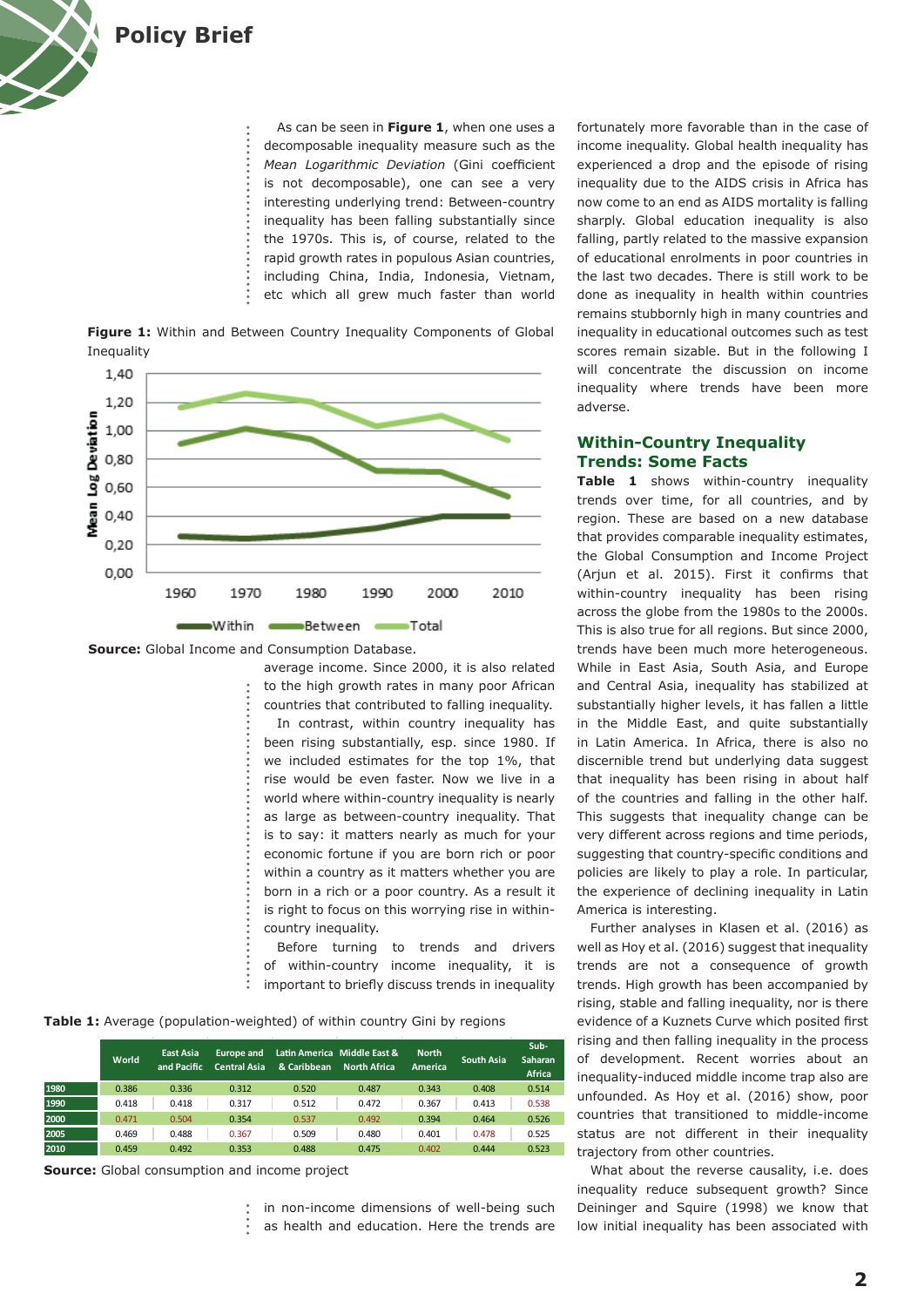As can be seen in **Figure 1**, when one uses a decomposable inequality measure such as the *Mean Logarithmic Deviation* (Gini coefficient is not decomposable), one can see a very interesting underlying trend: Between-country inequality has been falling substantially since the 1970s. This is, of course, related to the rapid growth rates in populous Asian countries, including China, India, Indonesia, Vietnam, etc which all grew much faster than world average income. Since 2000, it is also related to the high growth rates in many poor African countries that contributed to falling inequality.

**Figure 1:** Within and Between Country Inequality Components of Global Inequality

**Source:** Global Income and Consumption Database.

In contrast, within country inequality has been rising substantially, esp. since 1980. If we included estimates for the top 1%, that rise would be even faster. Now we live in a world where within-country inequality is nearly as large as between-country inequality. That is to say: it matters nearly as much for your economic fortune if you are born rich or poor within a country as it matters whether you are born in a rich or a poor country. As a result it is right to focus on this worrying rise in within-country inequality.

Before turning to trends and drivers of within-country income inequality, it is important to briefly discuss trends in inequality in non-income dimensions of well-being such as health and education. Here the trends are fortunately more favorable than in the case of income inequality. Global health inequality has experienced a drop and the episode of rising inequality due to the AIDS crisis in Africa has now come to an end as AIDS mortality is falling sharply. Global education inequality is also falling, partly related to the massive expansion of educational enrolments in poor countries in the last two decades. There is still work to be done as inequality in health within countries remains stubbornly high in many countries and inequality in educational outcomes such as test scores remain sizable. But in the following I will concentrate the discussion on income inequality where trends have been more adverse.

**Table 1:** Average (population-weighted) of within country Gini by regions

| | World | East Asia and Pacific | Europe and Central Asia | Latin America & Caribbean | Middle East & North Africa | North America | South Asia | Sub-Saharan Africa |
|---|---|---|---|---|---|---|---|---|
| 1980 | 0.386 | 0.336 | 0.312 | 0.520 | 0.487 | 0.343 | 0.408 | 0.514 |
| 1990 | 0.418 | 0.418 | 0.317 | 0.512 | 0.472 | 0.367 | 0.413 | 0.538 |
| 2000 | 0.471 | 0.504 | 0.354 | 0.537 | 0.492 | 0.394 | 0.464 | 0.526 |
| 2005 | 0.469 | 0.488 | 0.367 | 0.509 | 0.480 | 0.401 | 0.478 | 0.525 |
| 2010 | 0.459 | 0.492 | 0.353 | 0.488 | 0.475 | 0.402 | 0.444 | 0.523 |

**Source:** Global consumption and income project

## Within-Country Inequality Trends: Some Facts

**Table 1** shows within-country inequality trends over time, for all countries, and by region. These are based on a new database that provides comparable inequality estimates, the Global Consumption and Income Project (Arjun et al. 2015). First it confirms that within-country inequality has been rising across the globe from the 1980s to the 2000s. This is also true for all regions. But since 2000, trends have been much more heterogeneous. While in East Asia, South Asia, and Europe and Central Asia, inequality has stabilized at substantially higher levels, it has fallen a little in the Middle East, and quite substantially in Latin America. In Africa, there is also no discernible trend but underlying data suggest that inequality has been rising in about half of the countries and falling in the other half. This suggests that inequality change can be very different across regions and time periods, suggesting that country-specific conditions and policies are likely to play a role. In particular, the experience of declining inequality in Latin America is interesting.

Further analyses in Klasen et al. (2016) as well as Hoy et al. (2016) suggest that inequality trends are not a consequence of growth trends. High growth has been accompanied by rising, stable and falling inequality, nor is there evidence of a Kuznets Curve which posited first rising and then falling inequality in the process of development. Recent worries about an inequality-induced middle income trap also are unfounded. As Hoy et al. (2016) show, poor countries that transitioned to middle-income status are not different in their inequality trajectory from other countries.

What about the reverse causality, i.e. does inequality reduce subsequent growth? Since Deininger and Squire (1998) we know that low initial inequality has been associated with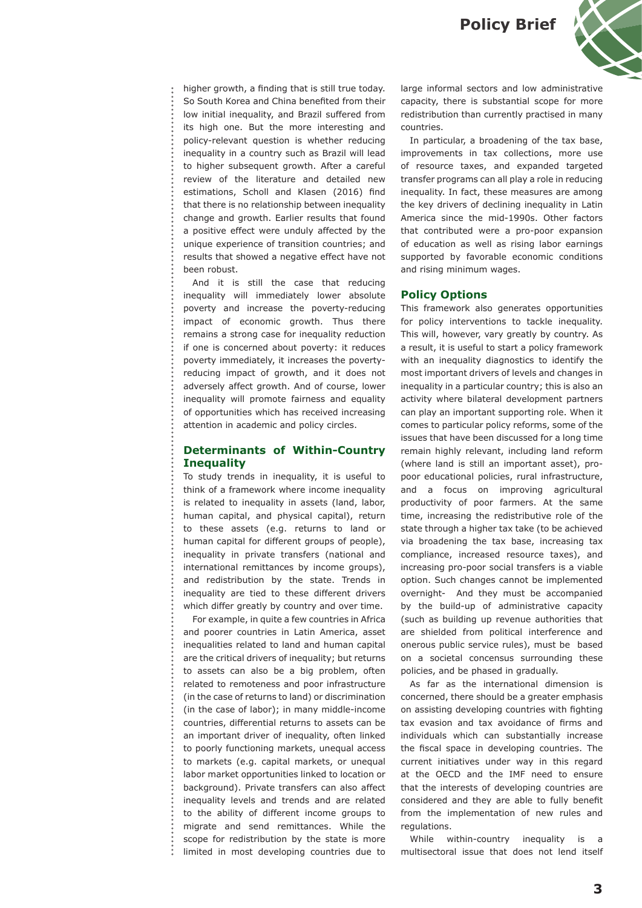higher growth, a finding that is still true today. So South Korea and China benefited from their low initial inequality, and Brazil suffered from its high one. But the more interesting and policy-relevant question is whether reducing inequality in a country such as Brazil will lead to higher subsequent growth. After a careful review of the literature and detailed new estimations, Scholl and Klasen (2016) find that there is no relationship between inequality change and growth. Earlier results that found a positive effect were unduly affected by the unique experience of transition countries; and results that showed a negative effect have not been robust.

And it is still the case that reducing inequality will immediately lower absolute poverty and increase the poverty-reducing impact of economic growth. Thus there remains a strong case for inequality reduction if one is concerned about poverty: it reduces poverty immediately, it increases the poverty-reducing impact of growth, and it does not adversely affect growth. And of course, lower inequality will promote fairness and equality of opportunities which has received increasing attention in academic and policy circles.

## Determinants of Within-Country Inequality

To study trends in inequality, it is useful to think of a framework where income inequality is related to inequality in assets (land, labor, human capital, and physical capital), return to these assets (e.g. returns to land or human capital for different groups of people), inequality in private transfers (national and international remittances by income groups), and redistribution by the state. Trends in inequality are tied to these different drivers which differ greatly by country and over time.

For example, in quite a few countries in Africa and poorer countries in Latin America, asset inequalities related to land and human capital are the critical drivers of inequality; but returns to assets can also be a big problem, often related to remoteness and poor infrastructure (in the case of returns to land) or discrimination (in the case of labor); in many middle-income countries, differential returns to assets can be an important driver of inequality, often linked to poorly functioning markets, unequal access to markets (e.g. capital markets, or unequal labor market opportunities linked to location or background). Private transfers can also affect inequality levels and trends and are related to the ability of different income groups to migrate and send remittances. While the scope for redistribution by the state is more limited in most developing countries due to large informal sectors and low administrative capacity, there is substantial scope for more redistribution than currently practised in many countries.

In particular, a broadening of the tax base, improvements in tax collections, more use of resource taxes, and expanded targeted transfer programs can all play a role in reducing inequality. In fact, these measures are among the key drivers of declining inequality in Latin America since the mid-1990s. Other factors that contributed were a pro-poor expansion of education as well as rising labor earnings supported by favorable economic conditions and rising minimum wages.

## Policy Options

This framework also generates opportunities for policy interventions to tackle inequality. This will, however, vary greatly by country. As a result, it is useful to start a policy framework with an inequality diagnostics to identify the most important drivers of levels and changes in inequality in a particular country; this is also an activity where bilateral development partners can play an important supporting role. When it comes to particular policy reforms, some of the issues that have been discussed for a long time remain highly relevant, including land reform (where land is still an important asset), pro-poor educational policies, rural infrastructure, and a focus on improving agricultural productivity of poor farmers. At the same time, increasing the redistributive role of the state through a higher tax take (to be achieved via broadening the tax base, increasing tax compliance, increased resource taxes), and increasing pro-poor social transfers is a viable option. Such changes cannot be implemented overnight- And they must be accompanied by the build-up of administrative capacity (such as building up revenue authorities that are shielded from political interference and onerous public service rules), must be based on a societal concensus surrounding these policies, and be phased in gradually.

As far as the international dimension is concerned, there should be a greater emphasis on assisting developing countries with fighting tax evasion and tax avoidance of firms and individuals which can substantially increase the fiscal space in developing countries. The current initiatives under way in this regard at the OECD and the IMF need to ensure that the interests of developing countries are considered and they are able to fully benefit from the implementation of new rules and regulations.

While within-country inequality is a multisectoral issue that does not lend itself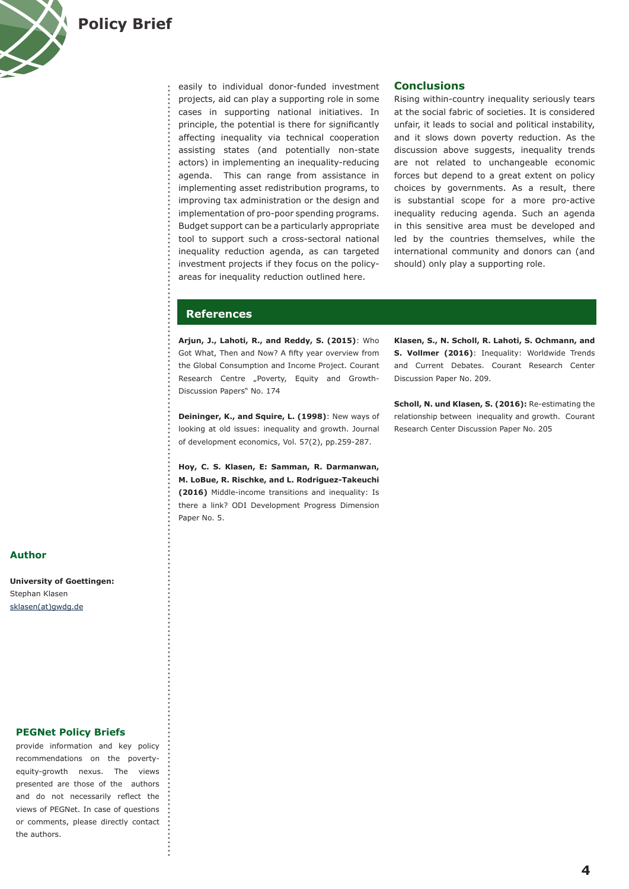easily to individual donor-funded investment projects, aid can play a supporting role in some cases in supporting national initiatives. In principle, the potential is there for significantly affecting inequality via technical cooperation assisting states (and potentially non-state actors) in implementing an inequality-reducing agenda. This can range from assistance in implementing asset redistribution programs, to improving tax administration or the design and implementation of pro-poor spending programs. Budget support can be a particularly appropriate tool to support such a cross-sectoral national inequality reduction agenda, as can targeted investment projects if they focus on the policy-areas for inequality reduction outlined here.

## Conclusions

Rising within-country inequality seriously tears at the social fabric of societies. It is considered unfair, it leads to social and political instability, and it slows down poverty reduction. As the discussion above suggests, inequality trends are not related to unchangeable economic forces but depend to a great extent on policy choices by governments. As a result, there is substantial scope for a more pro-active inequality reducing agenda. Such an agenda in this sensitive area must be developed and led by the countries themselves, while the international community and donors can (and should) only play a supporting role.

## References

**Arjun, J., Lahoti, R., and Reddy, S. (2015)**: Who Got What, Then and Now? A fifty year overview from the Global Consumption and Income Project. Courant Research Centre „Poverty, Equity and Growth-Discussion Papers" No. 174

**Deininger, K., and Squire, L. (1998)**: New ways of looking at old issues: inequality and growth. Journal of development economics, Vol. 57(2), pp.259-287.

**Hoy, C. S. Klasen, E: Samman, R. Darmanwan, M. LoBue, R. Rischke, and L. Rodriguez-Takeuchi (2016)** Middle-income transitions and inequality: Is there a link? ODI Development Progress Dimension Paper No. 5.

**Klasen, S., N. Scholl, R. Lahoti, S. Ochmann, and S. Vollmer (2016)**: Inequality: Worldwide Trends and Current Debates. Courant Research Center Discussion Paper No. 209.

**Scholl, N. und Klasen, S. (2016):** Re-estimating the relationship between inequality and growth. Courant Research Center Discussion Paper No. 205

## Author

**University of Goettingen:**
Stephan Klasen
sklasen(at)gwdg.de

## PEGNet Policy Briefs

provide information and key policy recommendations on the poverty-equity-growth nexus. The views presented are those of the authors and do not necessarily reflect the views of PEGNet. In case of questions or comments, please directly contact the authors.